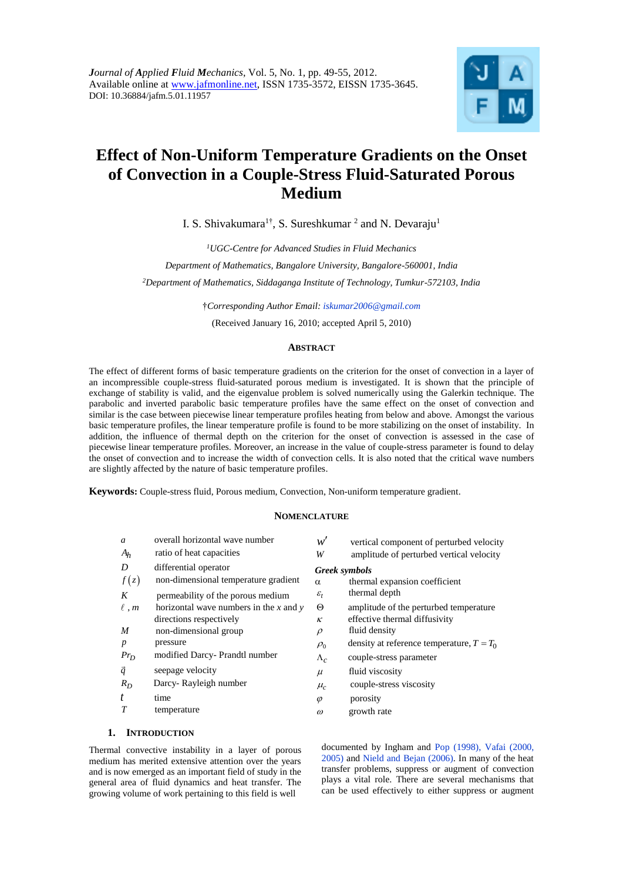*Journal of Applied Fluid Mechanics*, Vol. 5, No. 1, pp. 49-55, 2012.
Available online at www.jafmonline.net, ISSN 1735-3572, EISSN 1735-3645.
DOI: 10.36884/jafm.5.01.11957

# Effect of Non-Uniform Temperature Gradients on the Onset of Convection in a Couple-Stress Fluid-Saturated Porous Medium

I. S. Shivakumara[1†], S. Sureshkumar [2] and N. Devaraju[1]

[1] *UGC-Centre for Advanced Studies in Fluid Mechanics*

*Department of Mathematics, Bangalore University, Bangalore-560001, India*

[2] *Department of Mathematics, Siddaganga Institute of Technology, Tumkur-572103, India*

†*Corresponding Author Email:* iskumar2006@gmail.com

(Received January 16, 2010; accepted April 5, 2010)

## ABSTRACT

The effect of different forms of basic temperature gradients on the criterion for the onset of convection in a layer of an incompressible couple-stress fluid-saturated porous medium is investigated. It is shown that the principle of exchange of stability is valid, and the eigenvalue problem is solved numerically using the Galerkin technique. The parabolic and inverted parabolic basic temperature profiles have the same effect on the onset of convection and similar is the case between piecewise linear temperature profiles heating from below and above. Amongst the various basic temperature profiles, the linear temperature profile is found to be more stabilizing on the onset of instability. In addition, the influence of thermal depth on the criterion for the onset of convection is assessed in the case of piecewise linear temperature profiles. Moreover, an increase in the value of couple-stress parameter is found to delay the onset of convection and to increase the width of convection cells. It is also noted that the critical wave numbers are slightly affected by the nature of basic temperature profiles.

**Keywords:** Couple-stress fluid, Porous medium, Convection, Non-uniform temperature gradient.

## NOMENCLATURE

| | | | |
|---|---|---|---|
| $a$ | overall horizontal wave number | $w'$ | vertical component of perturbed velocity |
| $A_h$ | ratio of heat capacities | $W$ | amplitude of perturbed vertical velocity |
| $D$ | differential operator | ***Greek symbols*** | |
| $f(z)$ | non-dimensional temperature gradient | $\alpha$ | thermal expansion coefficient |
| $K$ | permeability of the porous medium | $\varepsilon_t$ | thermal depth |
| $\ell$ , $m$ | horizontal wave numbers in the $x$ and $y$ directions respectively | $\Theta$ | amplitude of the perturbed temperature |
| | | $\kappa$ | effective thermal diffusivity |
| $M$ | non-dimensional group | $\rho$ | fluid density |
| $p$ | pressure | $\rho_0$ | density at reference temperature, $T = T_0$ |
| $Pr_D$ | modified Darcy- Prandtl number | $\Lambda_c$ | couple-stress parameter |
| $\vec{q}$ | seepage velocity | $\mu$ | fluid viscosity |
| $R_D$ | Darcy- Rayleigh number | $\mu_c$ | couple-stress viscosity |
| $t$ | time | $\varphi$ | porosity |
| $T$ | temperature | $\omega$ | growth rate |

## 1. INTRODUCTION

Thermal convective instability in a layer of porous medium has merited extensive attention over the years and is now emerged as an important field of study in the general area of fluid dynamics and heat transfer. The growing volume of work pertaining to this field is well documented by Ingham and Pop (1998), Vafai (2000, 2005) and Nield and Bejan (2006). In many of the heat transfer problems, suppress or augment of convection plays a vital role. There are several mechanisms that can be used effectively to either suppress or augment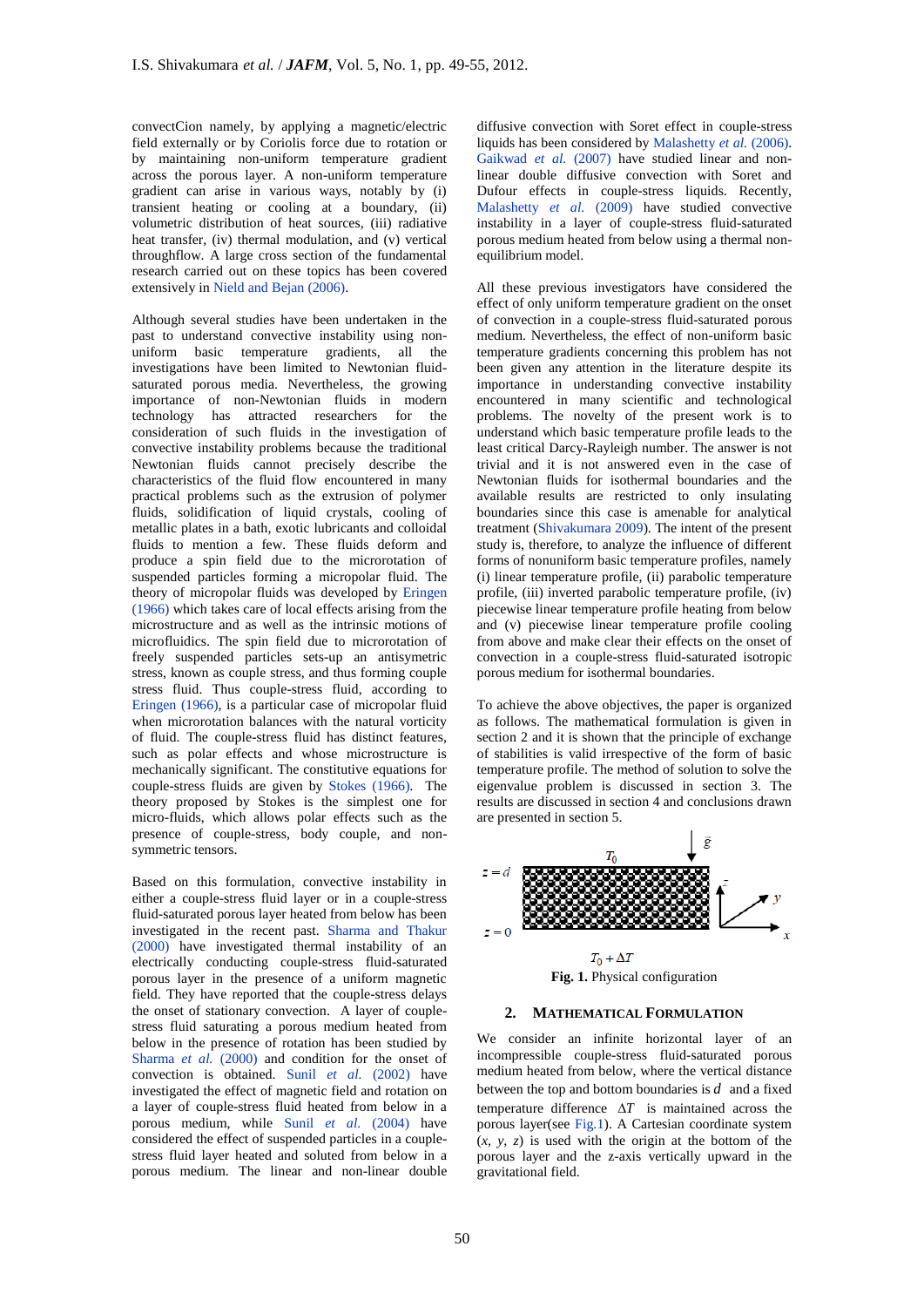convectCion namely, by applying a magnetic/electric field externally or by Coriolis force due to rotation or by maintaining non-uniform temperature gradient across the porous layer. A non-uniform temperature gradient can arise in various ways, notably by (i) transient heating or cooling at a boundary, (ii) volumetric distribution of heat sources, (iii) radiative heat transfer, (iv) thermal modulation, and (v) vertical throughflow. A large cross section of the fundamental research carried out on these topics has been covered extensively in Nield and Bejan (2006).

Although several studies have been undertaken in the past to understand convective instability using non-uniform basic temperature gradients, all the investigations have been limited to Newtonian fluid-saturated porous media. Nevertheless, the growing importance of non-Newtonian fluids in modern technology has attracted researchers for the consideration of such fluids in the investigation of convective instability problems because the traditional Newtonian fluids cannot precisely describe the characteristics of the fluid flow encountered in many practical problems such as the extrusion of polymer fluids, solidification of liquid crystals, cooling of metallic plates in a bath, exotic lubricants and colloidal fluids to mention a few. These fluids deform and produce a spin field due to the microrotation of suspended particles forming a micropolar fluid. The theory of micropolar fluids was developed by Eringen (1966) which takes care of local effects arising from the microstructure and as well as the intrinsic motions of microfluidics. The spin field due to microrotation of freely suspended particles sets-up an antisymetric stress, known as couple stress, and thus forming couple stress fluid. Thus couple-stress fluid, according to Eringen (1966), is a particular case of micropolar fluid when microrotation balances with the natural vorticity of fluid. The couple-stress fluid has distinct features, such as polar effects and whose microstructure is mechanically significant. The constitutive equations for couple-stress fluids are given by Stokes (1966). The theory proposed by Stokes is the simplest one for micro-fluids, which allows polar effects such as the presence of couple-stress, body couple, and non-symmetric tensors.

Based on this formulation, convective instability in either a couple-stress fluid layer or in a couple-stress fluid-saturated porous layer heated from below has been investigated in the recent past. Sharma and Thakur (2000) have investigated thermal instability of an electrically conducting couple-stress fluid-saturated porous layer in the presence of a uniform magnetic field. They have reported that the couple-stress delays the onset of stationary convection. A layer of couple-stress fluid saturating a porous medium heated from below in the presence of rotation has been studied by Sharma *et al.* (2000) and condition for the onset of convection is obtained. Sunil *et al.* (2002) have investigated the effect of magnetic field and rotation on a layer of couple-stress fluid heated from below in a porous medium, while Sunil *et al.* (2004) have considered the effect of suspended particles in a couple-stress fluid layer heated and soluted from below in a porous medium. The linear and non-linear double diffusive convection with Soret effect in couple-stress liquids has been considered by Malashetty *et al.* (2006). Gaikwad *et al.* (2007) have studied linear and non-linear double diffusive convection with Soret and Dufour effects in couple-stress liquids. Recently, Malashetty *et al.* (2009) have studied convective instability in a layer of couple-stress fluid-saturated porous medium heated from below using a thermal non-equilibrium model.

All these previous investigators have considered the effect of only uniform temperature gradient on the onset of convection in a couple-stress fluid-saturated porous medium. Nevertheless, the effect of non-uniform basic temperature gradients concerning this problem has not been given any attention in the literature despite its importance in understanding convective instability encountered in many scientific and technological problems. The novelty of the present work is to understand which basic temperature profile leads to the least critical Darcy-Rayleigh number. The answer is not trivial and it is not answered even in the case of Newtonian fluids for isothermal boundaries and the available results are restricted to only insulating boundaries since this case is amenable for analytical treatment (Shivakumara 2009). The intent of the present study is, therefore, to analyze the influence of different forms of nonuniform basic temperature profiles, namely (i) linear temperature profile, (ii) parabolic temperature profile, (iii) inverted parabolic temperature profile, (iv) piecewise linear temperature profile heating from below and (v) piecewise linear temperature profile cooling from above and make clear their effects on the onset of convection in a couple-stress fluid-saturated isotropic porous medium for isothermal boundaries.

To achieve the above objectives, the paper is organized as follows. The mathematical formulation is given in section 2 and it is shown that the principle of exchange of stabilities is valid irrespective of the form of basic temperature profile. The method of solution to solve the eigenvalue problem is discussed in section 3. The results are discussed in section 4 and conclusions drawn are presented in section 5.

**Fig. 1.** Physical configuration

## 2. Mathematical Formulation

We consider an infinite horizontal layer of an incompressible couple-stress fluid-saturated porous medium heated from below, where the vertical distance between the top and bottom boundaries is $d$ and a fixed temperature difference $\Delta T$ is maintained across the porous layer(see Fig.1). A Cartesian coordinate system $(x, y, z)$ is used with the origin at the bottom of the porous layer and the z-axis vertically upward in the gravitational field.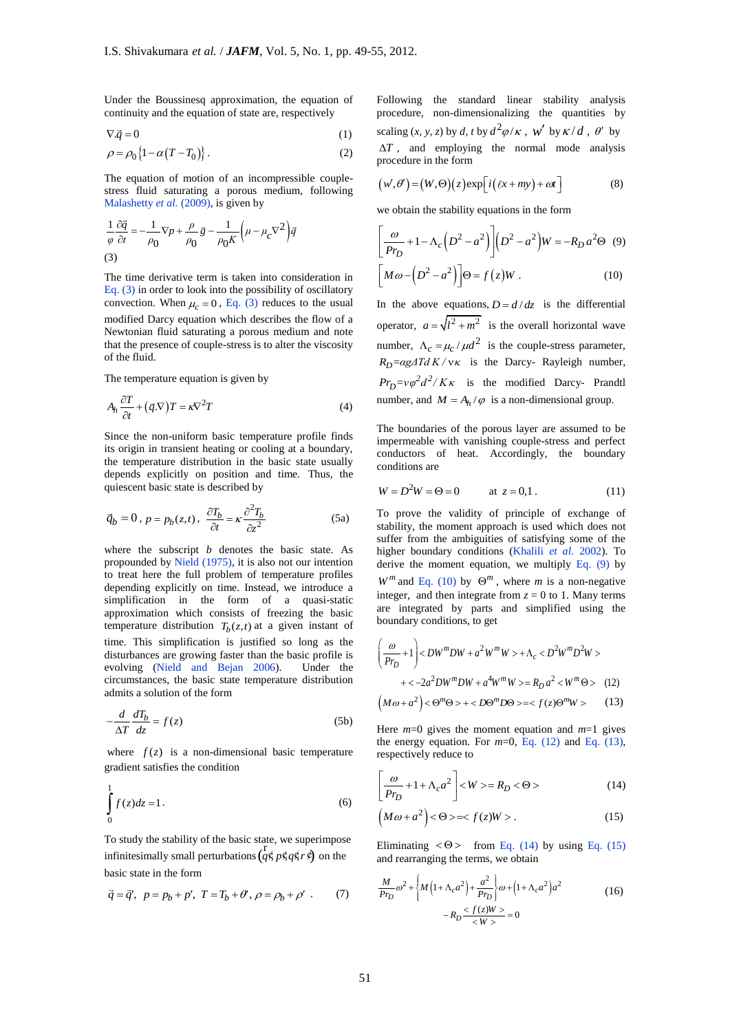Under the Boussinesq approximation, the equation of continuity and the equation of state are, respectively

$$\nabla.\vec{q} = 0 \tag{1}$$

$$\rho = \rho_0 \left\{1 - \alpha\left(T - T_0\right)\right\}. \tag{2}$$

The equation of motion of an incompressible couple-stress fluid saturating a porous medium, following Malashetty *et al.* (2009), is given by

$$\frac{1}{\varphi}\frac{\partial \vec{q}}{\partial t} = -\frac{1}{\rho_0}\nabla p + \frac{\rho}{\rho_0}\vec{g} - \frac{1}{\rho_0 K}\left(\mu - \mu_c \nabla^2\right)\vec{q} \tag{3}$$

The time derivative term is taken into consideration in Eq. (3) in order to look into the possibility of oscillatory convection. When $\mu_c = 0$, Eq. (3) reduces to the usual modified Darcy equation which describes the flow of a Newtonian fluid saturating a porous medium and note that the presence of couple-stress is to alter the viscosity of the fluid.

The temperature equation is given by

$$A_h \frac{\partial T}{\partial t} + \left(\vec{q}.\nabla\right)T = \kappa \nabla^2 T \tag{4}$$

Since the non-uniform basic temperature profile finds its origin in transient heating or cooling at a boundary, the temperature distribution in the basic state usually depends explicitly on position and time. Thus, the quiescent basic state is described by

$$\vec{q}_b = 0\,,\; p = p_b(z,t)\,,\; \frac{\partial T_b}{\partial t} = \kappa \frac{\partial^2 T_b}{\partial z^2} \tag{5a}$$

where the subscript $b$ denotes the basic state. As propounded by Nield (1975), it is also not our intention to treat here the full problem of temperature profiles depending explicitly on time. Instead, we introduce a simplification in the form of a quasi-static approximation which consists of freezing the basic temperature distribution $T_b(z,t)$ at a given instant of time. This simplification is justified so long as the disturbances are growing faster than the basic profile is evolving (Nield and Bejan 2006). Under the circumstances, the basic state temperature distribution admits a solution of the form

$$-\frac{d}{\Delta T}\frac{dT_b}{dz} = f(z) \tag{5b}$$

where $f(z)$ is a non-dimensional basic temperature gradient satisfies the condition

$$\int_0^1 f(z)dz = 1. \tag{6}$$

To study the stability of the basic state, we superimpose infinitesimally small perturbations $(\vec{q}', p', \theta', \rho')$ on the basic state in the form

$$\vec{q} = \vec{q}',\;\; p = p_b + p',\;\; T = T_b + \theta',\; \rho = \rho_b + \rho'\;. \tag{7}$$

Following the standard linear stability analysis procedure, non-dimensionalizing the quantities by scaling $(x, y, z)$ by $d$, $t$ by $d^2\varphi/\kappa$, $w'$ by $\kappa/d$, $\theta'$ by $\Delta T$, and employing the normal mode analysis procedure in the form

$$\left(w', \theta'\right) = \left(W, \Theta\right)(z)\exp\left[i\left(\ell x + my\right) + \omega t\right] \tag{8}$$

we obtain the stability equations in the form

$$\left[\frac{\omega}{Pr_D} + 1 - \Lambda_c\left(D^2 - a^2\right)\right]\left(D^2 - a^2\right)W = -R_D a^2 \Theta \tag{9}$$

$$\left[M\omega - \left(D^2 - a^2\right)\right]\Theta = f(z)W\,. \tag{10}$$

In the above equations, $D = d/dz$ is the differential operator, $a = \sqrt{l^2 + m^2}$ is the overall horizontal wave number, $\Lambda_c = \mu_c/\mu d^2$ is the couple-stress parameter, $R_D = \alpha g \Delta T d K/\nu\kappa$ is the Darcy- Rayleigh number, $Pr_D = \nu\varphi d^2/K\kappa$ is the modified Darcy- Prandtl number, and $M = A_h/\varphi$ is a non-dimensional group.

The boundaries of the porous layer are assumed to be impermeable with vanishing couple-stress and perfect conductors of heat. Accordingly, the boundary conditions are

$$W = D^2 W = \Theta = 0 \qquad \text{at } z = 0,1\,. \tag{11}$$

To prove the validity of principle of exchange of stability, the moment approach is used which does not suffer from the ambiguities of satisfying some of the higher boundary conditions (Khalili *et al.* 2002). To derive the moment equation, we multiply Eq. (9) by $W^m$ and Eq. (10) by $\Theta^m$, where $m$ is a non-negative integer, and then integrate from $z$ = 0 to 1. Many terms are integrated by parts and simplified using the boundary conditions, to get

$$\left(\frac{\omega}{Pr_D} + 1\right) < DW^m DW + a^2 W^m W > + \Lambda_c < D^2 W^m D^2 W >$$
$$+ < -2a^2 DW^m DW + a^4 W^m W > = R_D a^2 < W^m \Theta > \tag{12}$$

$$\left(M\omega + a^2\right) < \Theta^m \Theta > + < D\Theta^m D\Theta > = < f(z)\Theta^m W > \tag{13}$$

Here $m$=0 gives the moment equation and $m$=1 gives the energy equation. For $m$=0, Eq. (12) and Eq. (13), respectively reduce to

$$\left[\frac{\omega}{Pr_D} + 1 + \Lambda_c a^2\right] < W > = R_D < \Theta > \tag{14}$$

$$\left(M\omega + a^2\right) < \Theta > = < f(z)W >\,. \tag{15}$$

Eliminating $< \Theta >$ from Eq. (14) by using Eq. (15) and rearranging the terms, we obtain

$$\frac{M}{Pr_D}\omega^2 + \left\{M\left(1 + \Lambda_c a^2\right) + \frac{a^2}{Pr_D}\right\}\omega + \left(1 + \Lambda_c a^2\right)a^2$$
$$- R_D \frac{< f(z)W >}{< W >} = 0 \tag{16}$$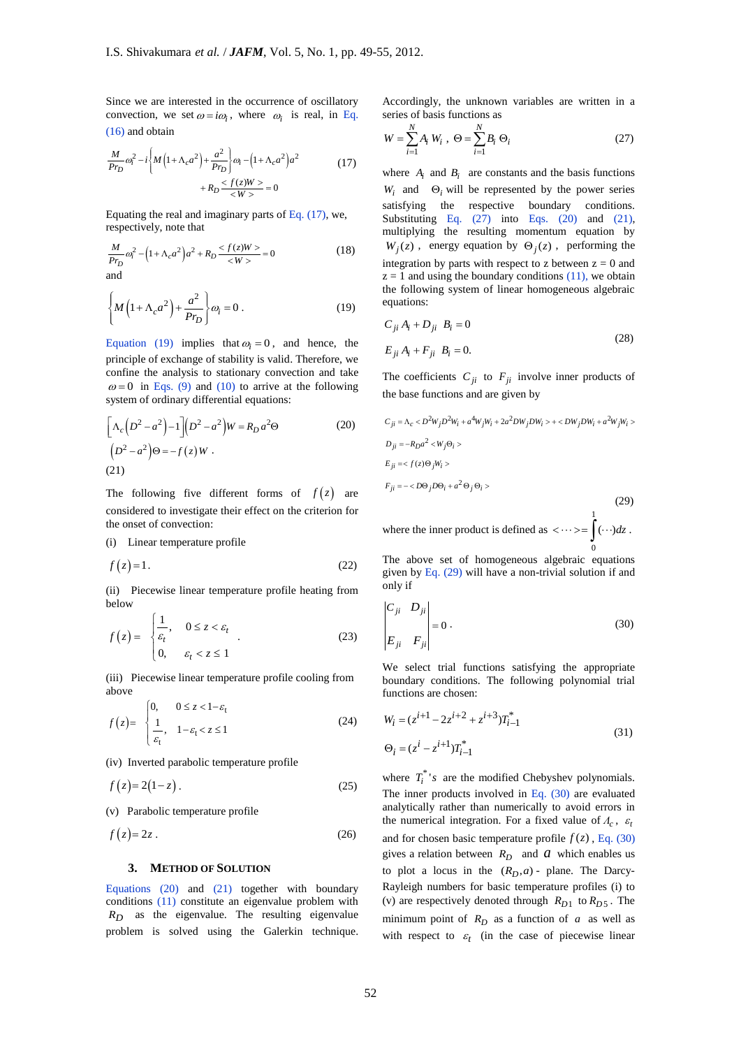Since we are interested in the occurrence of oscillatory convection, we set $\omega = i\omega_i$, where $\omega_i$ is real, in Eq. (16) and obtain

$$\frac{M}{Pr_D}\omega_i^2 - i\left\{M\left(1+\Lambda_c a^2\right)+\frac{a^2}{Pr_D}\right\}\omega_i - \left(1+\Lambda_c a^2\right)a^2 + R_D\frac{<f(z)W>}{<W>} = 0 \tag{17}$$

Equating the real and imaginary parts of Eq. (17), we, respectively, note that

$$\frac{M}{Pr_D}\omega_i^2 - \left(1+\Lambda_c a^2\right)a^2 + R_D\frac{<f(z)W>}{<W>} = 0 \tag{18}$$

and

$$\left\{M\left(1+\Lambda_c a^2\right)+\frac{a^2}{Pr_D}\right\}\omega_i = 0\,. \tag{19}$$

Equation (19) implies that $\omega_i = 0$, and hence, the principle of exchange of stability is valid. Therefore, we confine the analysis to stationary convection and take $\omega = 0$ in Eqs. (9) and (10) to arrive at the following system of ordinary differential equations:

$$\left[\Lambda_c\left(D^2-a^2\right)-1\right]\left(D^2-a^2\right)W = R_D a^2\Theta \tag{20}$$

$$\left(D^2-a^2\right)\Theta = -f(z)W\,. \tag{21}$$

The following five different forms of $f(z)$ are considered to investigate their effect on the criterion for the onset of convection:

(i) Linear temperature profile

$$f(z) = 1\,. \tag{22}$$

(ii) Piecewise linear temperature profile heating from below

$$f(z) = \begin{cases} \dfrac{1}{\varepsilon_t}, & 0 \le z < \varepsilon_t \\ 0, & \varepsilon_t < z \le 1 \end{cases}. \tag{23}$$

(iii) Piecewise linear temperature profile cooling from above

$$f(z) = \begin{cases} 0, & 0 \le z < 1-\varepsilon_t \\ \dfrac{1}{\varepsilon_t}, & 1-\varepsilon_t < z \le 1 \end{cases} \tag{24}$$

(iv) Inverted parabolic temperature profile

$$f(z) = 2(1-z)\,. \tag{25}$$

(v) Parabolic temperature profile

$$f(z) = 2z\,. \tag{26}$$

## 3. METHOD OF SOLUTION

Equations (20) and (21) together with boundary conditions (11) constitute an eigenvalue problem with $R_D$ as the eigenvalue. The resulting eigenvalue problem is solved using the Galerkin technique. Accordingly, the unknown variables are written in a series of basis functions as

$$W = \sum_{i=1}^{N} A_i W_i\,,\ \Theta = \sum_{i=1}^{N} B_i \Theta_i \tag{27}$$

where $A_i$ and $B_i$ are constants and the basis functions $W_i$ and $\Theta_i$ will be represented by the power series satisfying the respective boundary conditions. Substituting Eq. (27) into Eqs. (20) and (21), multiplying the resulting momentum equation by $W_j(z)$, energy equation by $\Theta_j(z)$, performing the integration by parts with respect to z between z = 0 and z = 1 and using the boundary conditions (11), we obtain the following system of linear homogeneous algebraic equations:

$$\begin{aligned} C_{ji}A_i + D_{ji}B_i &= 0 \\ E_{ji}A_i + F_{ji}B_i &= 0. \end{aligned} \tag{28}$$

The coefficients $C_{ji}$ to $F_{ji}$ involve inner products of the base functions and are given by

$$\begin{aligned} C_{ji} &= \Lambda_c < D^2W_jD^2W_i + a^4W_jW_i + 2a^2DW_jDW_i > + < DW_jDW_i + a^2W_jW_i > \\ D_{ji} &= -R_D a^2 < W_j\Theta_i > \\ E_{ji} &= < f(z)\Theta_j W_i > \\ F_{ji} &= -< D\Theta_j D\Theta_i + a^2\Theta_j\Theta_i > \end{aligned} \tag{29}$$

where the inner product is defined as $<\cdots> = \int_0^1 (\cdots)dz$.

The above set of homogeneous algebraic equations given by Eq. (29) will have a non-trivial solution if and only if

$$\begin{vmatrix} C_{ji} & D_{ji} \\ E_{ji} & F_{ji} \end{vmatrix} = 0\,. \tag{30}$$

We select trial functions satisfying the appropriate boundary conditions. The following polynomial trial functions are chosen:

$$\begin{aligned} W_i &= (z^{i+1} - 2z^{i+2} + z^{i+3})T_{i-1}^* \\ \Theta_i &= (z^i - z^{i+1})T_{i-1}^* \end{aligned} \tag{31}$$

where $T_i^*$'s are the modified Chebyshev polynomials. The inner products involved in Eq. (30) are evaluated analytically rather than numerically to avoid errors in the numerical integration. For a fixed value of $\Lambda_c$, $\varepsilon_t$ and for chosen basic temperature profile $f(z)$, Eq. (30) gives a relation between $R_D$ and $a$ which enables us to plot a locus in the $(R_D, a)$ - plane. The Darcy-Rayleigh numbers for basic temperature profiles (i) to (v) are respectively denoted through $R_{D1}$ to $R_{D5}$. The minimum point of $R_D$ as a function of $a$ as well as with respect to $\varepsilon_t$ (in the case of piecewise linear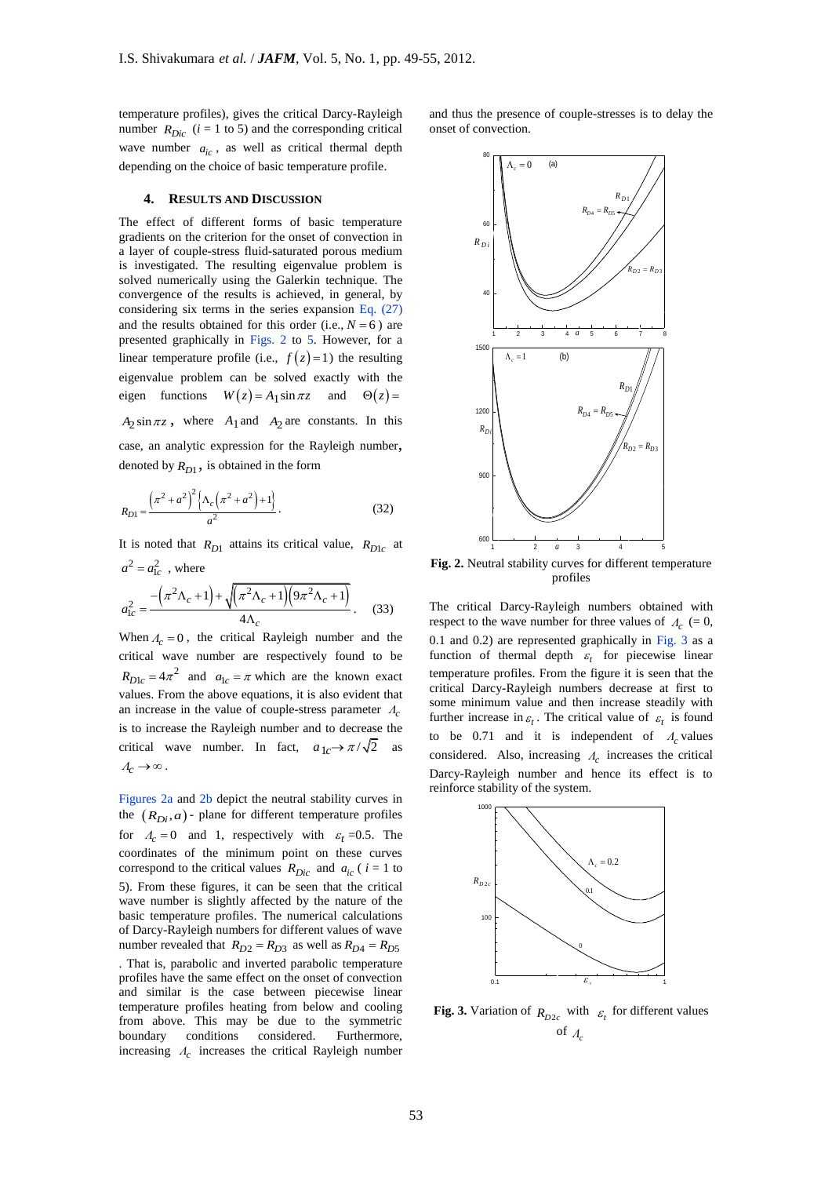temperature profiles), gives the critical Darcy-Rayleigh number $R_{Dic}$ ($i$ = 1 to 5) and the corresponding critical wave number $a_{ic}$, as well as critical thermal depth depending on the choice of basic temperature profile.

## 4. RESULTS AND DISCUSSION

The effect of different forms of basic temperature gradients on the criterion for the onset of convection in a layer of couple-stress fluid-saturated porous medium is investigated. The resulting eigenvalue problem is solved numerically using the Galerkin technique. The convergence of the results is achieved, in general, by considering six terms in the series expansion Eq. (27) and the results obtained for this order (i.e., $N = 6$) are presented graphically in Figs. 2 to 5. However, for a linear temperature profile (i.e., $f(z) = 1$) the resulting eigenvalue problem can be solved exactly with the eigen functions $W(z) = A_1 \sin \pi z$ and $\Theta(z) = A_2 \sin \pi z$, where $A_1$ and $A_2$ are constants. In this case, an analytic expression for the Rayleigh number, denoted by $R_{D1}$, is obtained in the form

$$R_{D1} = \frac{\left(\pi^2 + a^2\right)^2 \left\{\Lambda_c\left(\pi^2 + a^2\right) + 1\right\}}{a^2}. \qquad (32)$$

It is noted that $R_{D1}$ attains its critical value, $R_{D1c}$ at $a^2 = a_{1c}^2$, where

$$a_{1c}^2 = \frac{-\left(\pi^2 \Lambda_c + 1\right) + \sqrt{\left(\pi^2 \Lambda_c + 1\right)\left(9\pi^2 \Lambda_c + 1\right)}}{4\Lambda_c}. \qquad (33)$$

When $\Lambda_c = 0$, the critical Rayleigh number and the critical wave number are respectively found to be $R_{D1c} = 4\pi^2$ and $a_{1c} = \pi$ which are the known exact values. From the above equations, it is also evident that an increase in the value of couple-stress parameter $\Lambda_c$ is to increase the Rayleigh number and to decrease the critical wave number. In fact, $a_{1c} \to \pi/\sqrt{2}$ as $\Lambda_c \to \infty$.

Figures 2a and 2b depict the neutral stability curves in the $(R_{Di}, a)$ - plane for different temperature profiles for $\Lambda_c = 0$ and 1, respectively with $\varepsilon_t$ =0.5. The coordinates of the minimum point on these curves correspond to the critical values $R_{Dic}$ and $a_{ic}$ ( $i$ = 1 to 5). From these figures, it can be seen that the critical wave number is slightly affected by the nature of the basic temperature profiles. The numerical calculations of Darcy-Rayleigh numbers for different values of wave number revealed that $R_{D2} = R_{D3}$ as well as $R_{D4} = R_{D5}$. That is, parabolic and inverted parabolic temperature profiles have the same effect on the onset of convection and similar is the case between piecewise linear temperature profiles heating from below and cooling from above. This may be due to the symmetric boundary conditions considered. Furthermore, increasing $\Lambda_c$ increases the critical Rayleigh number and thus the presence of couple-stresses is to delay the onset of convection.

**Fig. 2.** Neutral stability curves for different temperature profiles

The critical Darcy-Rayleigh numbers obtained with respect to the wave number for three values of $\Lambda_c$ (= 0, 0.1 and 0.2) are represented graphically in Fig. 3 as a function of thermal depth $\varepsilon_t$ for piecewise linear temperature profiles. From the figure it is seen that the critical Darcy-Rayleigh numbers decrease at first to some minimum value and then increase steadily with further increase in $\varepsilon_t$. The critical value of $\varepsilon_t$ is found to be 0.71 and it is independent of $\Lambda_c$ values considered. Also, increasing $\Lambda_c$ increases the critical Darcy-Rayleigh number and hence its effect is to reinforce stability of the system.

**Fig. 3.** Variation of $R_{D2c}$ with $\varepsilon_t$ for different values of $\Lambda_c$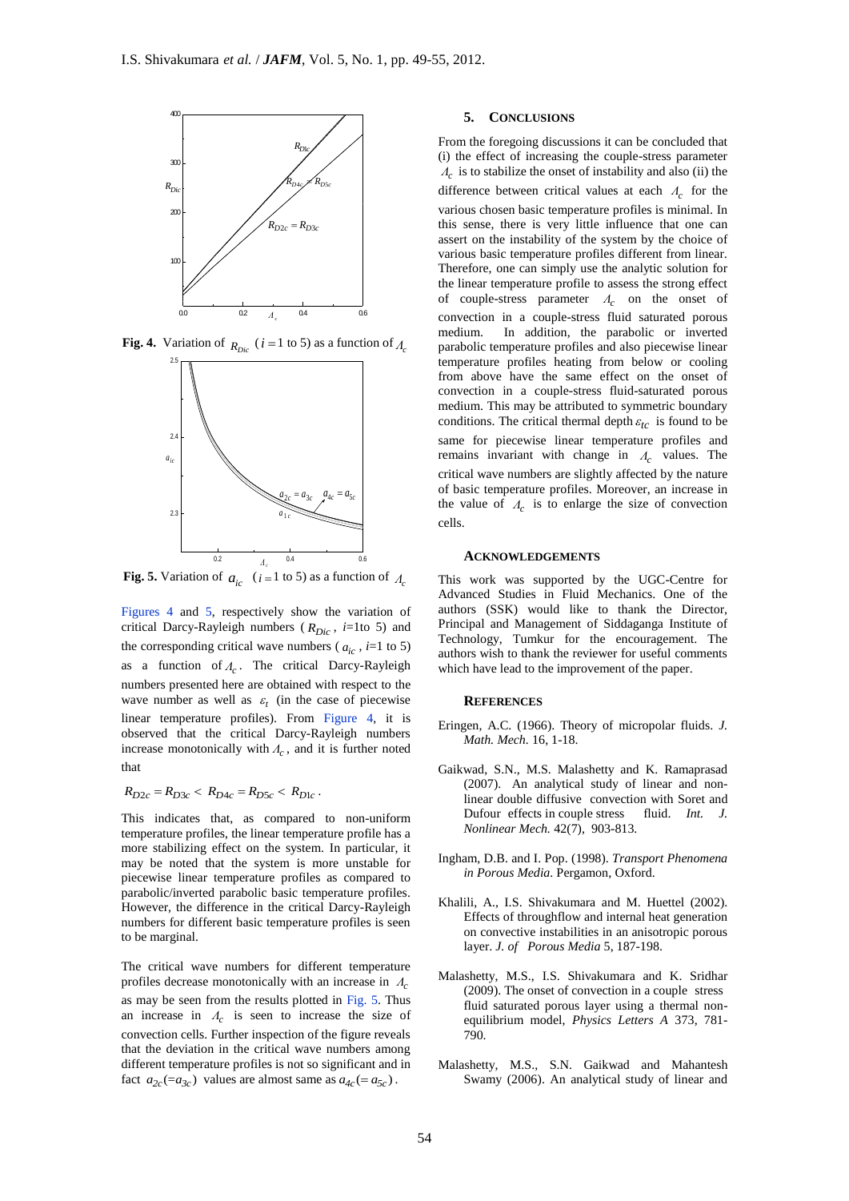**Fig. 4.** Variation of $R_{Dic}$ $(i = 1 \text{ to } 5)$ as a function of $\Lambda_c$

**Fig. 5.** Variation of $a_{ic}$ $(i = 1 \text{ to } 5)$ as a function of $\Lambda_c$

Figures 4 and 5, respectively show the variation of critical Darcy-Rayleigh numbers ($R_{Dic}$, $i$=1to 5) and the corresponding critical wave numbers ($a_{ic}$, $i$=1 to 5) as a function of $\Lambda_c$. The critical Darcy-Rayleigh numbers presented here are obtained with respect to the wave number as well as $\varepsilon_t$ (in the case of piecewise linear temperature profiles). From Figure 4, it is observed that the critical Darcy-Rayleigh numbers increase monotonically with $\Lambda_c$, and it is further noted that

$$R_{D2c} = R_{D3c} < R_{D4c} = R_{D5c} < R_{D1c}.$$

This indicates that, as compared to non-uniform temperature profiles, the linear temperature profile has a more stabilizing effect on the system. In particular, it may be noted that the system is more unstable for piecewise linear temperature profiles as compared to parabolic/inverted parabolic basic temperature profiles. However, the difference in the critical Darcy-Rayleigh numbers for different basic temperature profiles is seen to be marginal.

The critical wave numbers for different temperature profiles decrease monotonically with an increase in $\Lambda_c$ as may be seen from the results plotted in Fig. 5. Thus an increase in $\Lambda_c$ is seen to increase the size of convection cells. Further inspection of the figure reveals that the deviation in the critical wave numbers among different temperature profiles is not so significant and in fact $a_{2c}(=a_{3c})$ values are almost same as $a_{4c}(=a_{5c})$.

## 5. CONCLUSIONS

From the foregoing discussions it can be concluded that (i) the effect of increasing the couple-stress parameter $\Lambda_c$ is to stabilize the onset of instability and also (ii) the difference between critical values at each $\Lambda_c$ for the various chosen basic temperature profiles is minimal. In this sense, there is very little influence that one can assert on the instability of the system by the choice of various basic temperature profiles different from linear. Therefore, one can simply use the analytic solution for the linear temperature profile to assess the strong effect of couple-stress parameter $\Lambda_c$ on the onset of convection in a couple-stress fluid saturated porous medium. In addition, the parabolic or inverted parabolic temperature profiles and also piecewise linear temperature profiles heating from below or cooling from above have the same effect on the onset of convection in a couple-stress fluid-saturated porous medium. This may be attributed to symmetric boundary conditions. The critical thermal depth $\varepsilon_{tc}$ is found to be same for piecewise linear temperature profiles and remains invariant with change in $\Lambda_c$ values. The critical wave numbers are slightly affected by the nature of basic temperature profiles. Moreover, an increase in the value of $\Lambda_c$ is to enlarge the size of convection cells.

## ACKNOWLEDGEMENTS

This work was supported by the UGC-Centre for Advanced Studies in Fluid Mechanics. One of the authors (SSK) would like to thank the Director, Principal and Management of Siddaganga Institute of Technology, Tumkur for the encouragement. The authors wish to thank the reviewer for useful comments which have lead to the improvement of the paper.

## REFERENCES

Eringen, A.C. (1966). Theory of micropolar fluids. *J. Math. Mech.* 16, 1-18.

Gaikwad, S.N., M.S. Malashetty and K. Ramaprasad (2007). An analytical study of linear and non-linear double diffusive convection with Soret and Dufour effects in couple stress fluid. *Int. J. Nonlinear Mech.* 42(7), 903-813.

Ingham, D.B. and I. Pop. (1998). *Transport Phenomena in Porous Media*. Pergamon, Oxford.

Khalili, A., I.S. Shivakumara and M. Huettel (2002). Effects of throughflow and internal heat generation on convective instabilities in an anisotropic porous layer. *J. of Porous Media* 5, 187-198.

Malashetty, M.S., I.S. Shivakumara and K. Sridhar (2009). The onset of convection in a couple stress fluid saturated porous layer using a thermal non-equilibrium model, *Physics Letters A* 373, 781-790.

Malashetty, M.S., S.N. Gaikwad and Mahantesh Swamy (2006). An analytical study of linear and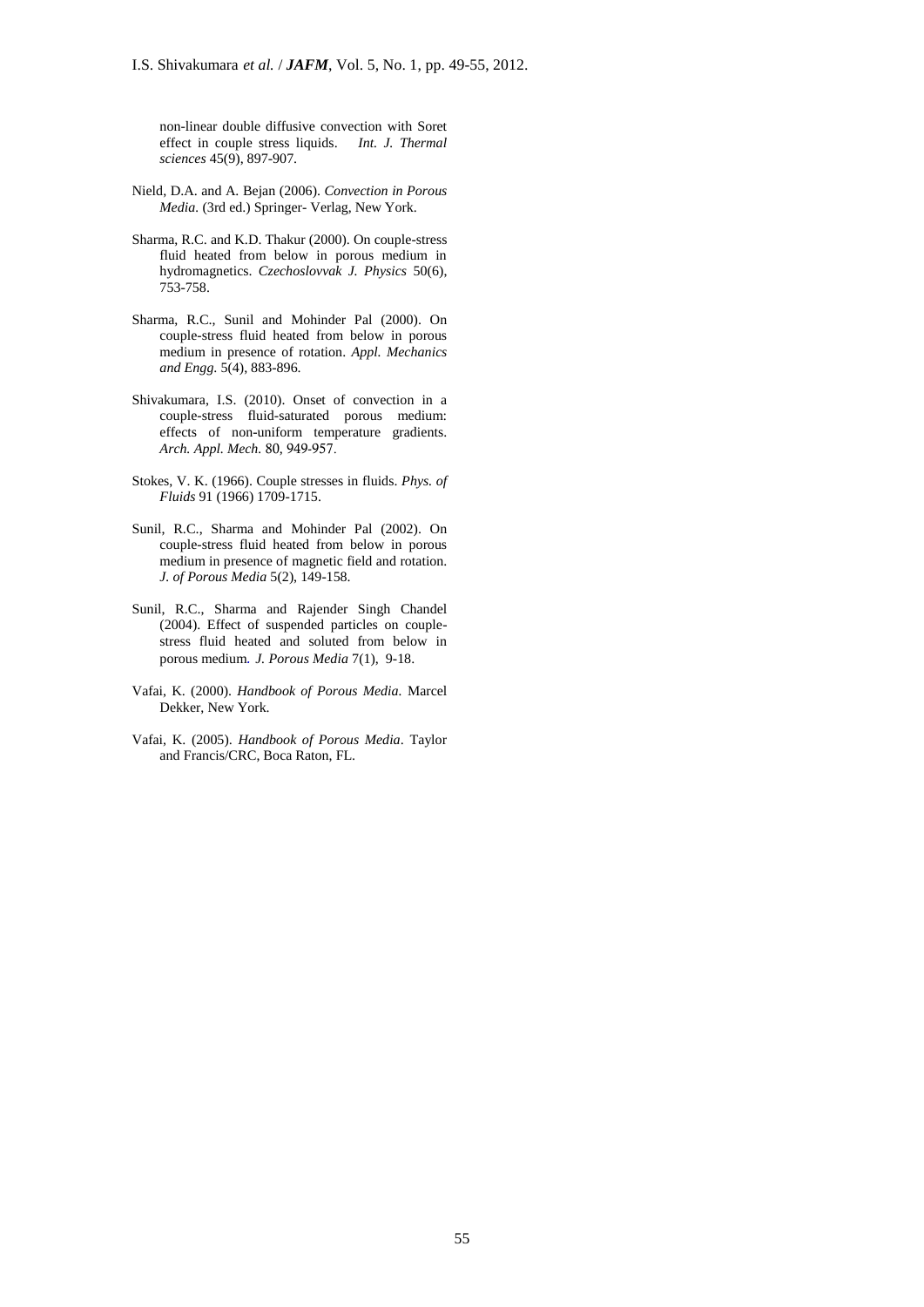non-linear double diffusive convection with Soret effect in couple stress liquids. *Int. J. Thermal sciences* 45(9), 897-907.

Nield, D.A. and A. Bejan (2006). *Convection in Porous Media.* (3rd ed.) Springer- Verlag, New York.

Sharma, R.C. and K.D. Thakur (2000). On couple-stress fluid heated from below in porous medium in hydromagnetics. *Czechoslovvak J. Physics* 50(6), 753-758.

Sharma, R.C., Sunil and Mohinder Pal (2000). On couple-stress fluid heated from below in porous medium in presence of rotation. *Appl. Mechanics and Engg.* 5(4), 883-896.

Shivakumara, I.S. (2010). Onset of convection in a couple-stress fluid-saturated porous medium: effects of non-uniform temperature gradients. *Arch. Appl. Mech.* 80, 949-957.

Stokes, V. K. (1966). Couple stresses in fluids. *Phys. of Fluids* 91 (1966) 1709-1715.

Sunil, R.C., Sharma and Mohinder Pal (2002). On couple-stress fluid heated from below in porous medium in presence of magnetic field and rotation. *J. of Porous Media* 5(2), 149-158.

Sunil, R.C., Sharma and Rajender Singh Chandel (2004). Effect of suspended particles on couple-stress fluid heated and soluted from below in porous medium. *J. Porous Media* 7(1), 9-18.

Vafai, K. (2000). *Handbook of Porous Media.* Marcel Dekker, New York.

Vafai, K. (2005). *Handbook of Porous Media*. Taylor and Francis/CRC, Boca Raton, FL.